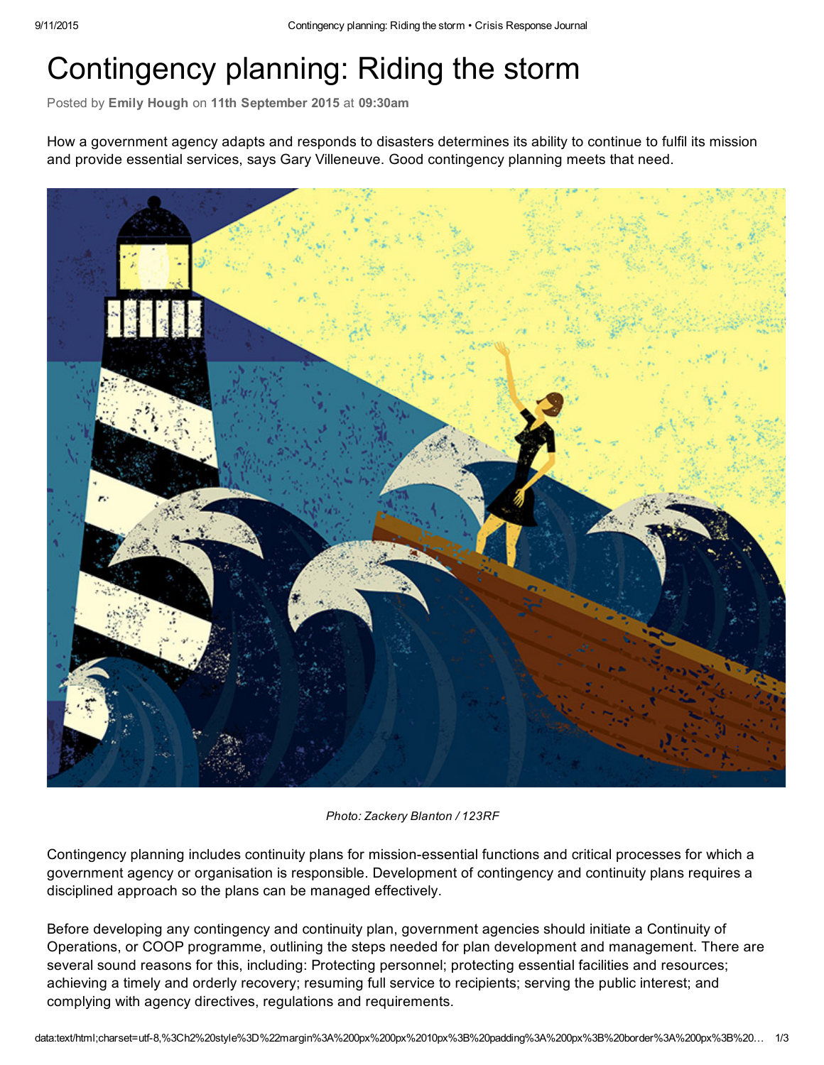# Contingency planning: Riding the storm

Posted by **Emily Hough** on **11th September 2015** at **09:30am**

How a government agency adapts and responds to disasters determines its ability to continue to fulfil its mission and provide essential services, says Gary Villeneuve. Good contingency planning meets that need.

*Photo: Zackery Blanton / 123RF*

Contingency planning includes continuity plans for mission-essential functions and critical processes for which a government agency or organisation is responsible. Development of contingency and continuity plans requires a disciplined approach so the plans can be managed effectively.

Before developing any contingency and continuity plan, government agencies should initiate a Continuity of Operations, or COOP programme, outlining the steps needed for plan development and management. There are several sound reasons for this, including: Protecting personnel; protecting essential facilities and resources; achieving a timely and orderly recovery; resuming full service to recipients; serving the public interest; and complying with agency directives, regulations and requirements.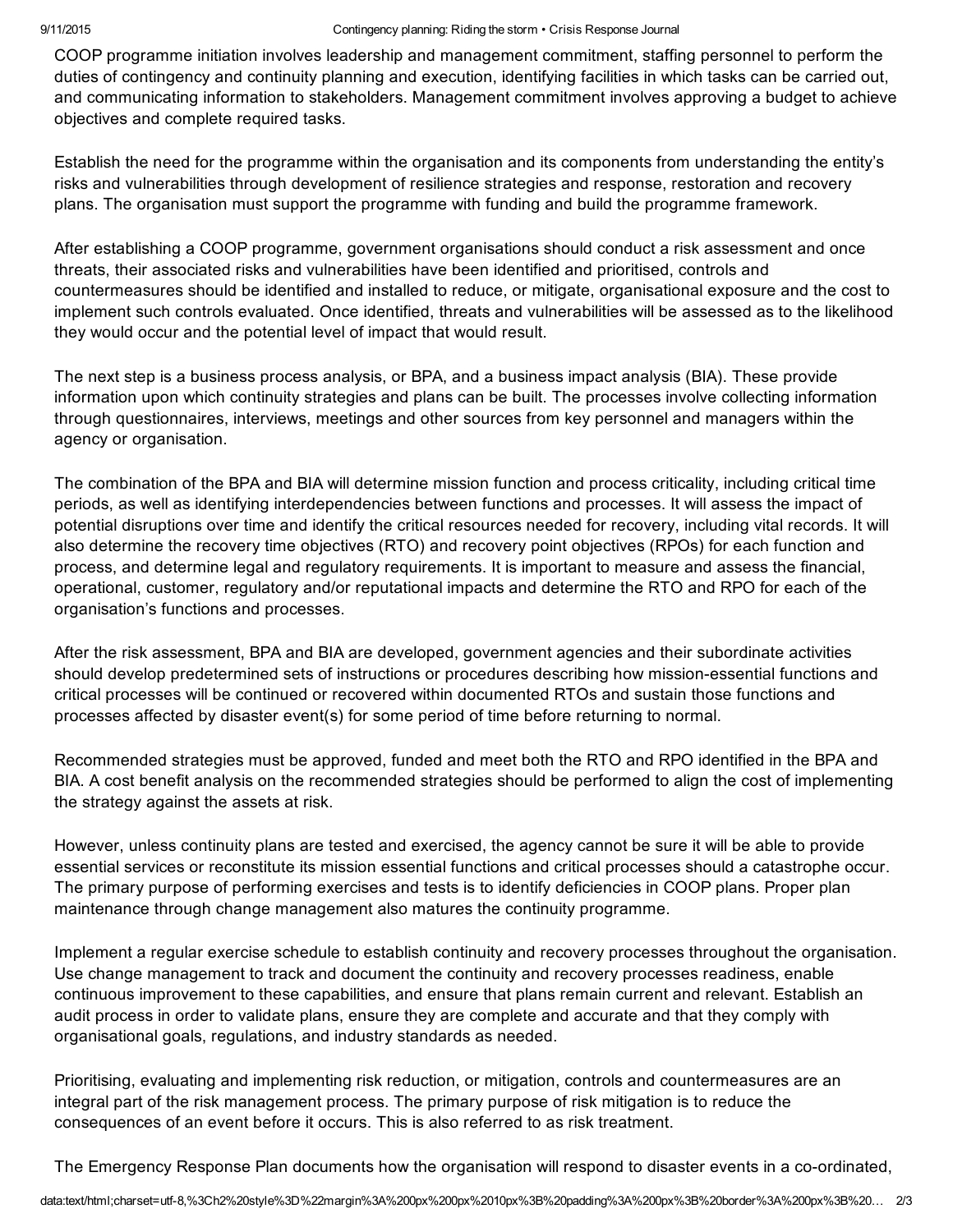COOP programme initiation involves leadership and management commitment, staffing personnel to perform the duties of contingency and continuity planning and execution, identifying facilities in which tasks can be carried out, and communicating information to stakeholders. Management commitment involves approving a budget to achieve objectives and complete required tasks.

Establish the need for the programme within the organisation and its components from understanding the entity's risks and vulnerabilities through development of resilience strategies and response, restoration and recovery plans. The organisation must support the programme with funding and build the programme framework.

After establishing a COOP programme, government organisations should conduct a risk assessment and once threats, their associated risks and vulnerabilities have been identified and prioritised, controls and countermeasures should be identified and installed to reduce, or mitigate, organisational exposure and the cost to implement such controls evaluated. Once identified, threats and vulnerabilities will be assessed as to the likelihood they would occur and the potential level of impact that would result.

The next step is a business process analysis, or BPA, and a business impact analysis (BIA). These provide information upon which continuity strategies and plans can be built. The processes involve collecting information through questionnaires, interviews, meetings and other sources from key personnel and managers within the agency or organisation.

The combination of the BPA and BIA will determine mission function and process criticality, including critical time periods, as well as identifying interdependencies between functions and processes. It will assess the impact of potential disruptions over time and identify the critical resources needed for recovery, including vital records. It will also determine the recovery time objectives (RTO) and recovery point objectives (RPOs) for each function and process, and determine legal and regulatory requirements. It is important to measure and assess the financial, operational, customer, regulatory and/or reputational impacts and determine the RTO and RPO for each of the organisation's functions and processes.

After the risk assessment, BPA and BIA are developed, government agencies and their subordinate activities should develop predetermined sets of instructions or procedures describing how mission-essential functions and critical processes will be continued or recovered within documented RTOs and sustain those functions and processes affected by disaster event(s) for some period of time before returning to normal.

Recommended strategies must be approved, funded and meet both the RTO and RPO identified in the BPA and BIA. A cost benefit analysis on the recommended strategies should be performed to align the cost of implementing the strategy against the assets at risk.

However, unless continuity plans are tested and exercised, the agency cannot be sure it will be able to provide essential services or reconstitute its mission essential functions and critical processes should a catastrophe occur. The primary purpose of performing exercises and tests is to identify deficiencies in COOP plans. Proper plan maintenance through change management also matures the continuity programme.

Implement a regular exercise schedule to establish continuity and recovery processes throughout the organisation. Use change management to track and document the continuity and recovery processes readiness, enable continuous improvement to these capabilities, and ensure that plans remain current and relevant. Establish an audit process in order to validate plans, ensure they are complete and accurate and that they comply with organisational goals, regulations, and industry standards as needed.

Prioritising, evaluating and implementing risk reduction, or mitigation, controls and countermeasures are an integral part of the risk management process. The primary purpose of risk mitigation is to reduce the consequences of an event before it occurs. This is also referred to as risk treatment.

The Emergency Response Plan documents how the organisation will respond to disaster events in a co-ordinated,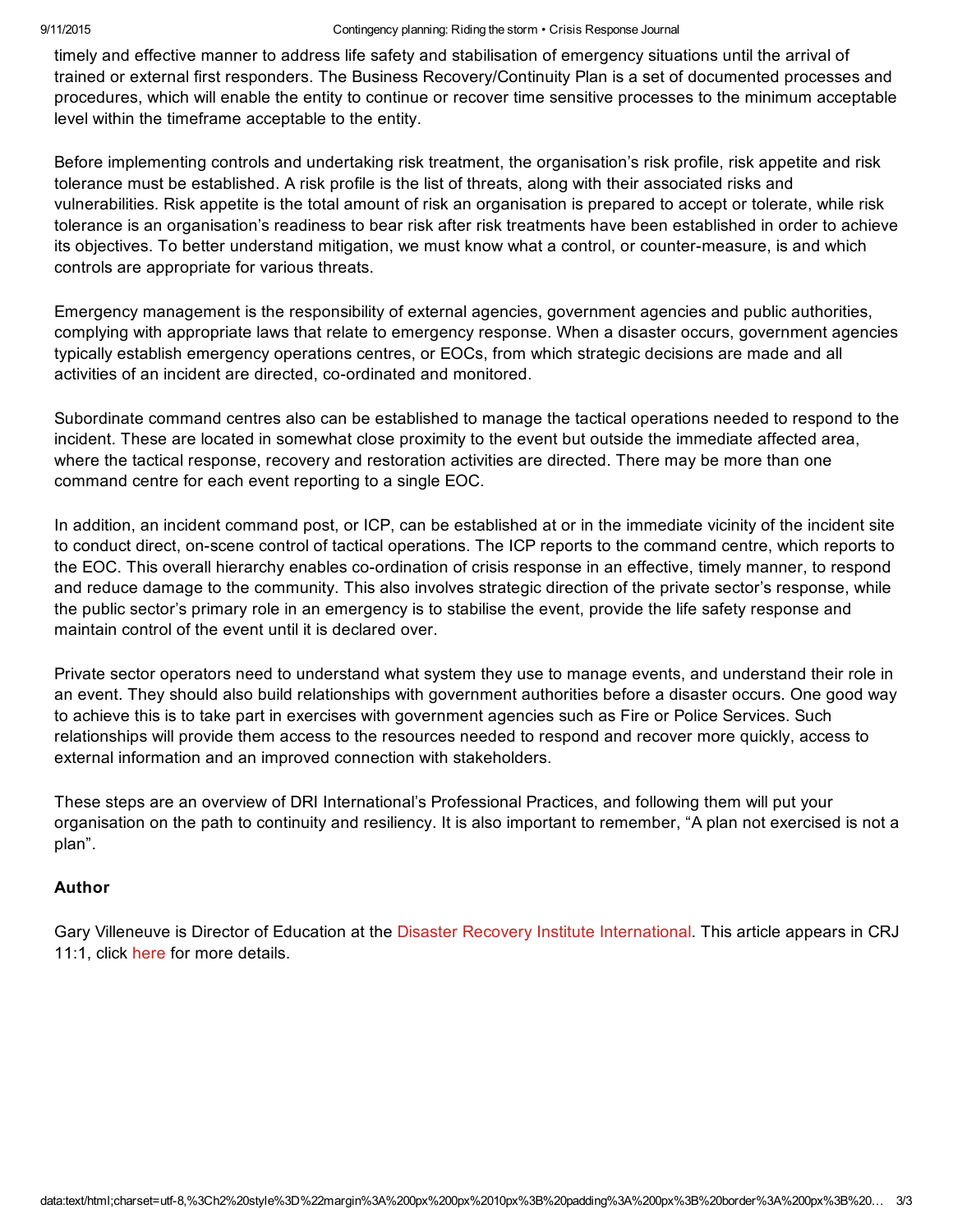timely and effective manner to address life safety and stabilisation of emergency situations until the arrival of trained or external first responders. The Business Recovery/Continuity Plan is a set of documented processes and procedures, which will enable the entity to continue or recover time sensitive processes to the minimum acceptable level within the timeframe acceptable to the entity.

Before implementing controls and undertaking risk treatment, the organisation's risk profile, risk appetite and risk tolerance must be established. A risk profile is the list of threats, along with their associated risks and vulnerabilities. Risk appetite is the total amount of risk an organisation is prepared to accept or tolerate, while risk tolerance is an organisation's readiness to bear risk after risk treatments have been established in order to achieve its objectives. To better understand mitigation, we must know what a control, or counter-measure, is and which controls are appropriate for various threats.

Emergency management is the responsibility of external agencies, government agencies and public authorities, complying with appropriate laws that relate to emergency response. When a disaster occurs, government agencies typically establish emergency operations centres, or EOCs, from which strategic decisions are made and all activities of an incident are directed, co-ordinated and monitored.

Subordinate command centres also can be established to manage the tactical operations needed to respond to the incident. These are located in somewhat close proximity to the event but outside the immediate affected area, where the tactical response, recovery and restoration activities are directed. There may be more than one command centre for each event reporting to a single EOC.

In addition, an incident command post, or ICP, can be established at or in the immediate vicinity of the incident site to conduct direct, on-scene control of tactical operations. The ICP reports to the command centre, which reports to the EOC. This overall hierarchy enables co-ordination of crisis response in an effective, timely manner, to respond and reduce damage to the community. This also involves strategic direction of the private sector's response, while the public sector's primary role in an emergency is to stabilise the event, provide the life safety response and maintain control of the event until it is declared over.

Private sector operators need to understand what system they use to manage events, and understand their role in an event. They should also build relationships with government authorities before a disaster occurs. One good way to achieve this is to take part in exercises with government agencies such as Fire or Police Services. Such relationships will provide them access to the resources needed to respond and recover more quickly, access to external information and an improved connection with stakeholders.

These steps are an overview of DRI International's Professional Practices, and following them will put your organisation on the path to continuity and resiliency. It is also important to remember, "A plan not exercised is not a plan".

### Author

Gary Villeneuve is Director of Education at the Disaster Recovery Institute International. This article appears in CRJ 11:1, click here for more details.